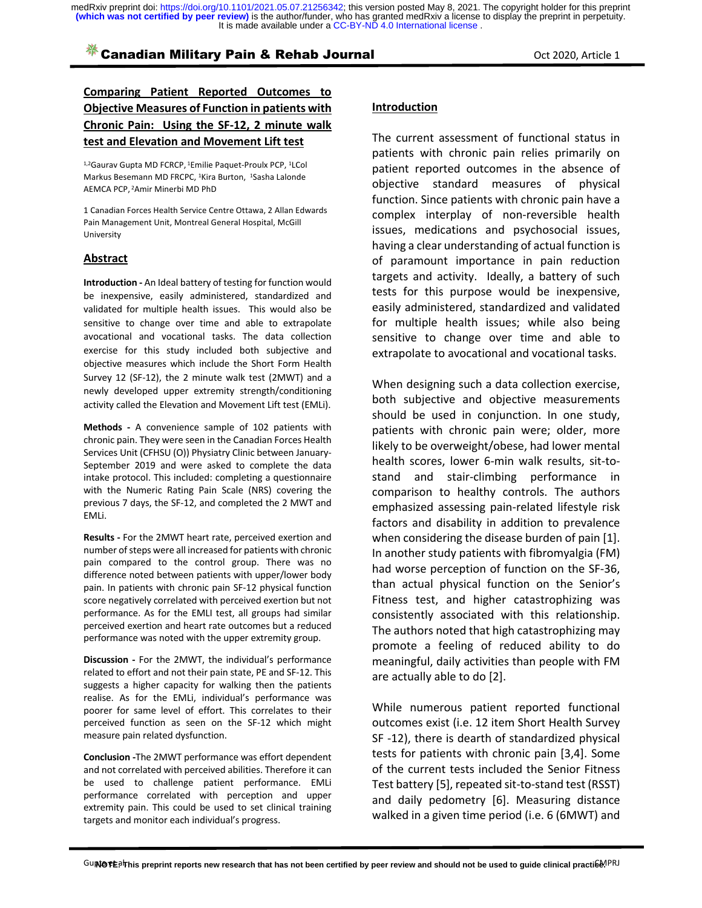# Comparing Patient Reported Outcomes to Objective Measures of Function in patients with Chronic Pain: Using the SF-12, 2 minute walk test and Elevation and Movement Lift test

[1,2]Gaurav Gupta MD FCRCP, [1]Emilie Paquet-Proulx PCP, [1]LCol Markus Besemann MD FRCPC, [1]Kira Burton, [1]Sasha Lalonde AEMCA PCP, [2]Amir Minerbi MD PhD

1 Canadian Forces Health Service Centre Ottawa, 2 Allan Edwards Pain Management Unit, Montreal General Hospital, McGill University

## Abstract

**Introduction -** An Ideal battery of testing for function would be inexpensive, easily administered, standardized and validated for multiple health issues. This would also be sensitive to change over time and able to extrapolate avocational and vocational tasks. The data collection exercise for this study included both subjective and objective measures which include the Short Form Health Survey 12 (SF-12), the 2 minute walk test (2MWT) and a newly developed upper extremity strength/conditioning activity called the Elevation and Movement Lift test (EMLi).

**Methods -** A convenience sample of 102 patients with chronic pain. They were seen in the Canadian Forces Health Services Unit (CFHSU (O)) Physiatry Clinic between January-September 2019 and were asked to complete the data intake protocol. This included: completing a questionnaire with the Numeric Rating Pain Scale (NRS) covering the previous 7 days, the SF-12, and completed the 2 MWT and EMLi.

**Results -** For the 2MWT heart rate, perceived exertion and number of steps were all increased for patients with chronic pain compared to the control group. There was no difference noted between patients with upper/lower body pain. In patients with chronic pain SF-12 physical function score negatively correlated with perceived exertion but not performance. As for the EMLI test, all groups had similar perceived exertion and heart rate outcomes but a reduced performance was noted with the upper extremity group.

**Discussion -** For the 2MWT, the individual's performance related to effort and not their pain state, PE and SF-12. This suggests a higher capacity for walking then the patients realise. As for the EMLi, individual's performance was poorer for same level of effort. This correlates to their perceived function as seen on the SF-12 which might measure pain related dysfunction.

**Conclusion -**The 2MWT performance was effort dependent and not correlated with perceived abilities. Therefore it can be used to challenge patient performance. EMLi performance correlated with perception and upper extremity pain. This could be used to set clinical training targets and monitor each individual's progress.

## Introduction

The current assessment of functional status in patients with chronic pain relies primarily on patient reported outcomes in the absence of objective standard measures of physical function. Since patients with chronic pain have a complex interplay of non-reversible health issues, medications and psychosocial issues, having a clear understanding of actual function is of paramount importance in pain reduction targets and activity. Ideally, a battery of such tests for this purpose would be inexpensive, easily administered, standardized and validated for multiple health issues; while also being sensitive to change over time and able to extrapolate to avocational and vocational tasks.

When designing such a data collection exercise, both subjective and objective measurements should be used in conjunction. In one study, patients with chronic pain were; older, more likely to be overweight/obese, had lower mental health scores, lower 6-min walk results, sit-to-stand and stair-climbing performance in comparison to healthy controls. The authors emphasized assessing pain-related lifestyle risk factors and disability in addition to prevalence when considering the disease burden of pain [1]. In another study patients with fibromyalgia (FM) had worse perception of function on the SF-36, than actual physical function on the Senior's Fitness test, and higher catastrophizing was consistently associated with this relationship. The authors noted that high catastrophizing may promote a feeling of reduced ability to do meaningful, daily activities than people with FM are actually able to do [2].

While numerous patient reported functional outcomes exist (i.e. 12 item Short Health Survey SF -12), there is dearth of standardized physical tests for patients with chronic pain [3,4]. Some of the current tests included the Senior Fitness Test battery [5], repeated sit-to-stand test (RSST) and daily pedometry [6]. Measuring distance walked in a given time period (i.e. 6 (6MWT) and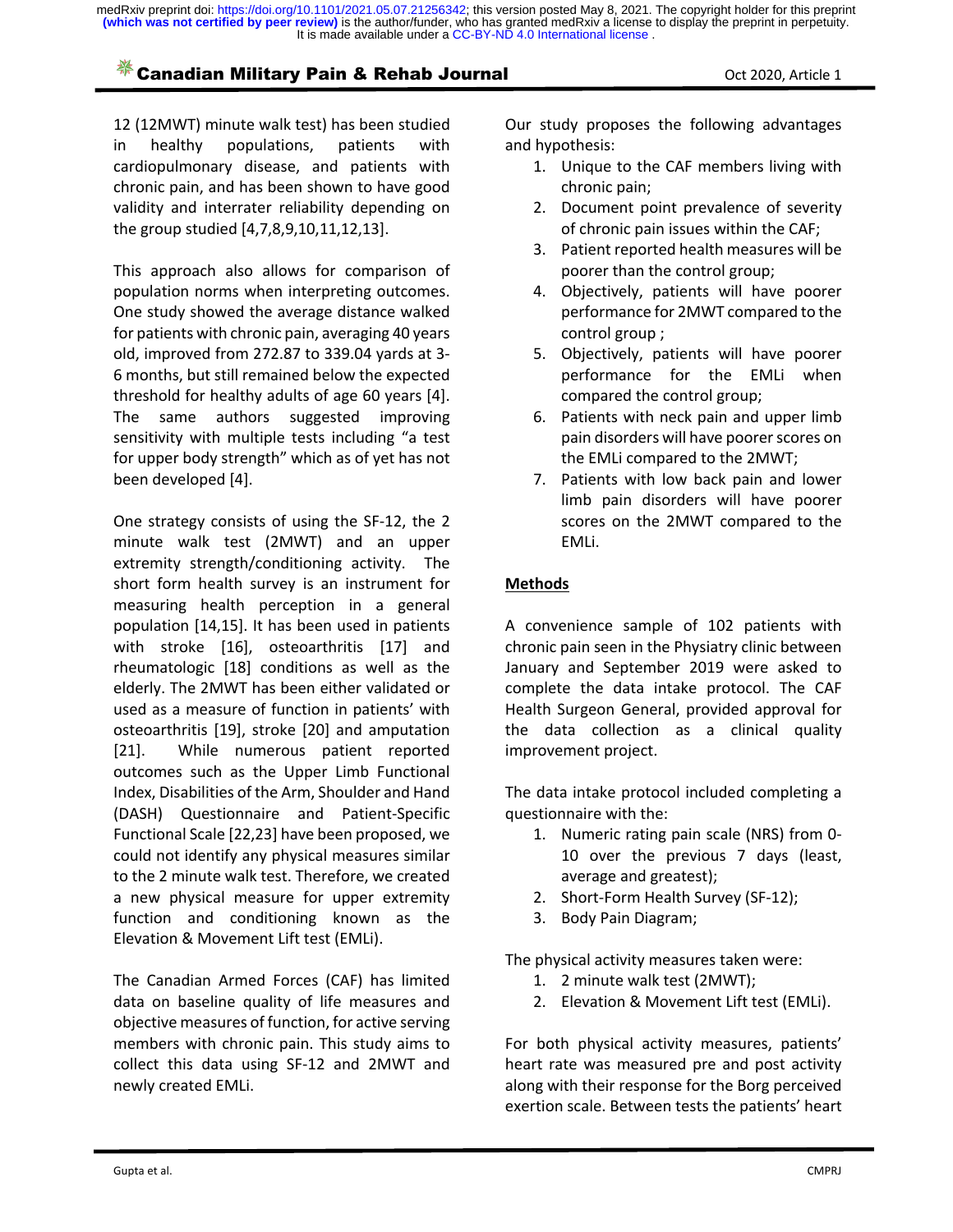12 (12MWT) minute walk test) has been studied in healthy populations, patients with cardiopulmonary disease, and patients with chronic pain, and has been shown to have good validity and interrater reliability depending on the group studied [4,7,8,9,10,11,12,13].

This approach also allows for comparison of population norms when interpreting outcomes. One study showed the average distance walked for patients with chronic pain, averaging 40 years old, improved from 272.87 to 339.04 yards at 3-6 months, but still remained below the expected threshold for healthy adults of age 60 years [4]. The same authors suggested improving sensitivity with multiple tests including "a test for upper body strength" which as of yet has not been developed [4].

One strategy consists of using the SF-12, the 2 minute walk test (2MWT) and an upper extremity strength/conditioning activity. The short form health survey is an instrument for measuring health perception in a general population [14,15]. It has been used in patients with stroke [16], osteoarthritis [17] and rheumatologic [18] conditions as well as the elderly. The 2MWT has been either validated or used as a measure of function in patients' with osteoarthritis [19], stroke [20] and amputation [21]. While numerous patient reported outcomes such as the Upper Limb Functional Index, Disabilities of the Arm, Shoulder and Hand (DASH) Questionnaire and Patient-Specific Functional Scale [22,23] have been proposed, we could not identify any physical measures similar to the 2 minute walk test. Therefore, we created a new physical measure for upper extremity function and conditioning known as the Elevation & Movement Lift test (EMLi).

The Canadian Armed Forces (CAF) has limited data on baseline quality of life measures and objective measures of function, for active serving members with chronic pain. This study aims to collect this data using SF-12 and 2MWT and newly created EMLi.

Our study proposes the following advantages and hypothesis:

1. Unique to the CAF members living with chronic pain;
2. Document point prevalence of severity of chronic pain issues within the CAF;
3. Patient reported health measures will be poorer than the control group;
4. Objectively, patients will have poorer performance for 2MWT compared to the control group ;
5. Objectively, patients will have poorer performance for the EMLi when compared the control group;
6. Patients with neck pain and upper limb pain disorders will have poorer scores on the EMLi compared to the 2MWT;
7. Patients with low back pain and lower limb pain disorders will have poorer scores on the 2MWT compared to the EMLi.

## Methods

A convenience sample of 102 patients with chronic pain seen in the Physiatry clinic between January and September 2019 were asked to complete the data intake protocol. The CAF Health Surgeon General, provided approval for the data collection as a clinical quality improvement project.

The data intake protocol included completing a questionnaire with the:

1. Numeric rating pain scale (NRS) from 0-10 over the previous 7 days (least, average and greatest);
2. Short-Form Health Survey (SF-12);
3. Body Pain Diagram;

The physical activity measures taken were:

1. 2 minute walk test (2MWT);
2. Elevation & Movement Lift test (EMLi).

For both physical activity measures, patients' heart rate was measured pre and post activity along with their response for the Borg perceived exertion scale. Between tests the patients' heart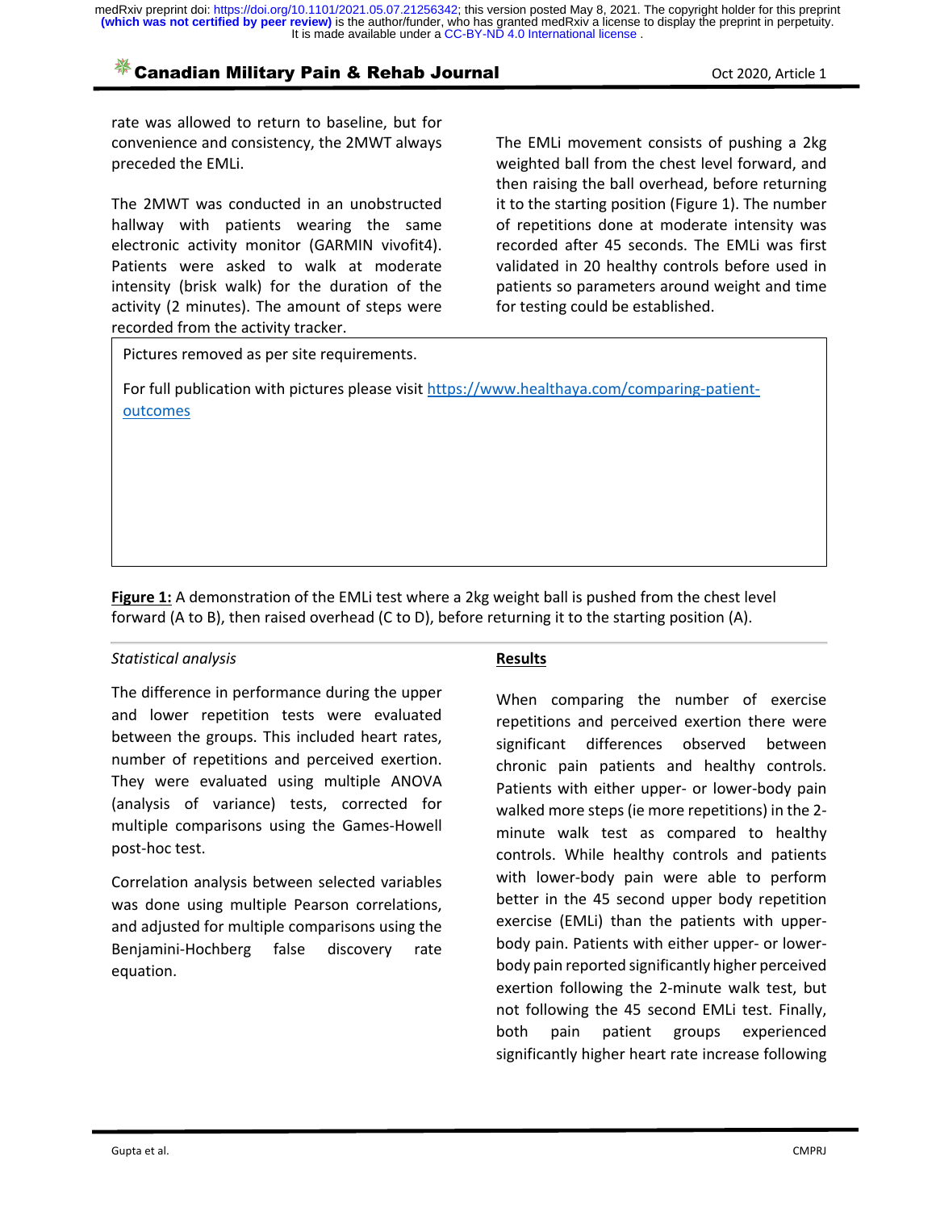rate was allowed to return to baseline, but for convenience and consistency, the 2MWT always preceded the EMLi.

The 2MWT was conducted in an unobstructed hallway with patients wearing the same electronic activity monitor (GARMIN vivofit4). Patients were asked to walk at moderate intensity (brisk walk) for the duration of the activity (2 minutes). The amount of steps were recorded from the activity tracker.

The EMLi movement consists of pushing a 2kg weighted ball from the chest level forward, and then raising the ball overhead, before returning it to the starting position (Figure 1). The number of repetitions done at moderate intensity was recorded after 45 seconds. The EMLi was first validated in 20 healthy controls before used in patients so parameters around weight and time for testing could be established.

Pictures removed as per site requirements.

For full publication with pictures please visit [https://www.healthaya.com/comparing-patient-outcomes](https://www.healthaya.com/comparing-patient-outcomes)

**Figure 1:** A demonstration of the EMLi test where a 2kg weight ball is pushed from the chest level forward (A to B), then raised overhead (C to D), before returning it to the starting position (A).

*Statistical analysis*

The difference in performance during the upper and lower repetition tests were evaluated between the groups. This included heart rates, number of repetitions and perceived exertion. They were evaluated using multiple ANOVA (analysis of variance) tests, corrected for multiple comparisons using the Games-Howell post-hoc test.

Correlation analysis between selected variables was done using multiple Pearson correlations, and adjusted for multiple comparisons using the Benjamini-Hochberg false discovery rate equation.

## Results

When comparing the number of exercise repetitions and perceived exertion there were significant differences observed between chronic pain patients and healthy controls. Patients with either upper- or lower-body pain walked more steps (ie more repetitions) in the 2-minute walk test as compared to healthy controls. While healthy controls and patients with lower-body pain were able to perform better in the 45 second upper body repetition exercise (EMLi) than the patients with upper-body pain. Patients with either upper- or lower-body pain reported significantly higher perceived exertion following the 2-minute walk test, but not following the 45 second EMLi test. Finally, both pain patient groups experienced significantly higher heart rate increase following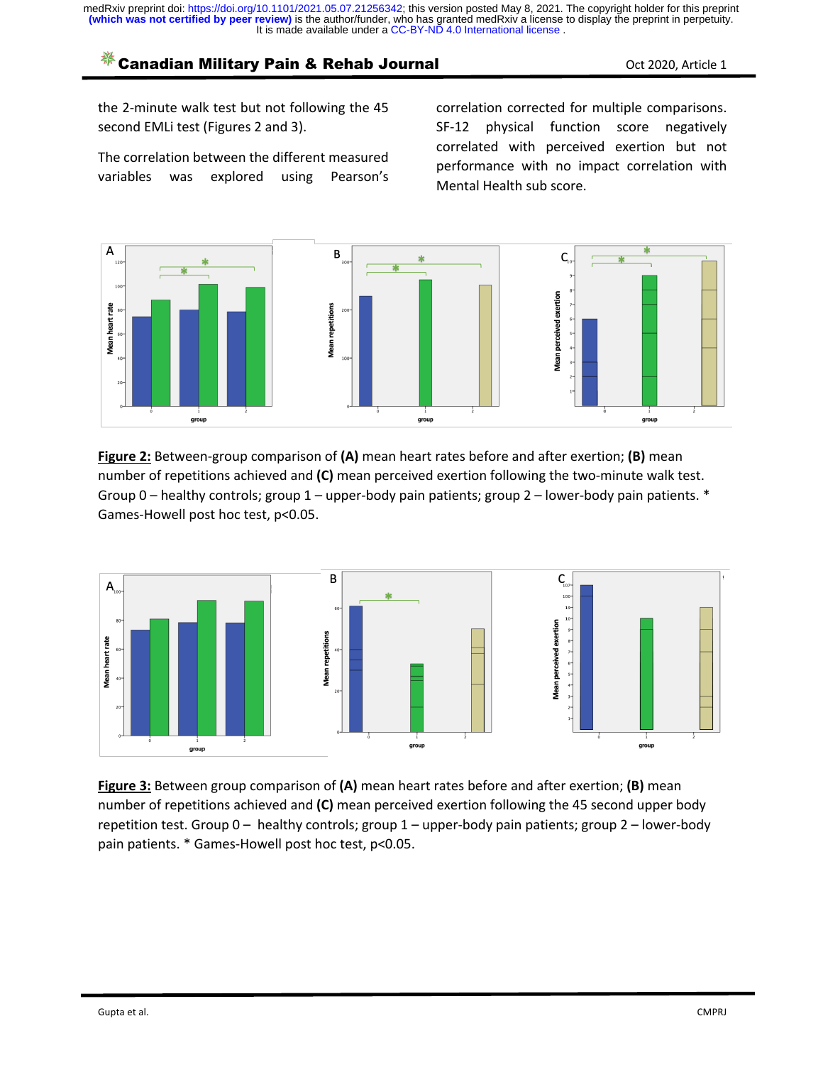the 2-minute walk test but not following the 45 second EMLi test (Figures 2 and 3).

The correlation between the different measured variables was explored using Pearson's correlation corrected for multiple comparisons. SF-12 physical function score negatively correlated with perceived exertion but not performance with no impact correlation with Mental Health sub score.

**Figure 2:** Between-group comparison of **(A)** mean heart rates before and after exertion; **(B)** mean number of repetitions achieved and **(C)** mean perceived exertion following the two-minute walk test. Group 0 – healthy controls; group 1 – upper-body pain patients; group 2 – lower-body pain patients. * Games-Howell post hoc test, $p<0.05$.

**Figure 3:** Between group comparison of **(A)** mean heart rates before and after exertion; **(B)** mean number of repetitions achieved and **(C)** mean perceived exertion following the 45 second upper body repetition test. Group 0 – healthy controls; group 1 – upper-body pain patients; group 2 – lower-body pain patients. * Games-Howell post hoc test, $p<0.05$.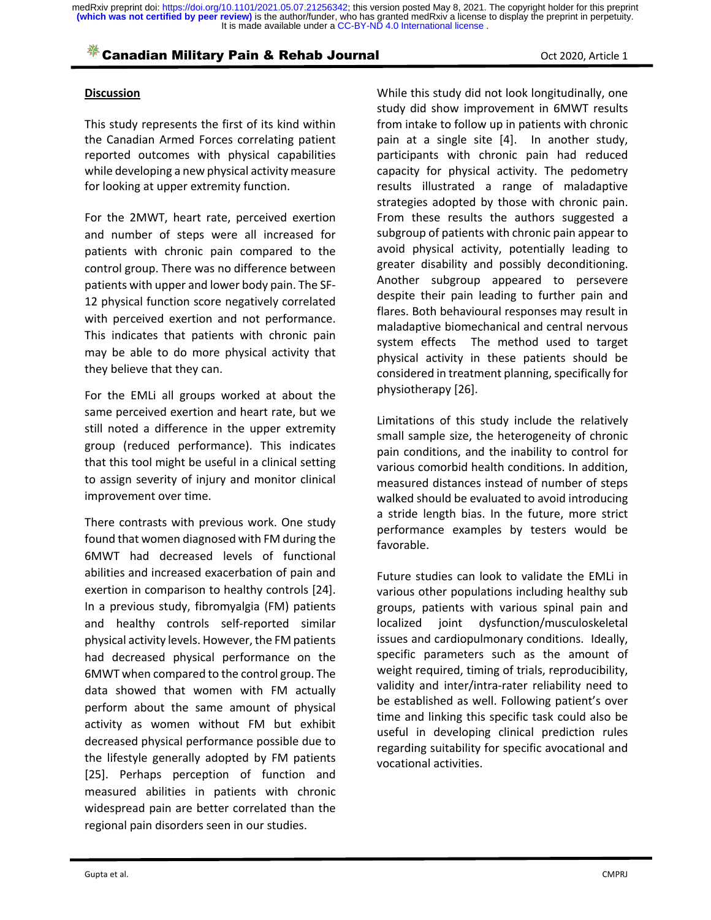## Discussion

This study represents the first of its kind within the Canadian Armed Forces correlating patient reported outcomes with physical capabilities while developing a new physical activity measure for looking at upper extremity function.

For the 2MWT, heart rate, perceived exertion and number of steps were all increased for patients with chronic pain compared to the control group. There was no difference between patients with upper and lower body pain. The SF-12 physical function score negatively correlated with perceived exertion and not performance. This indicates that patients with chronic pain may be able to do more physical activity that they believe that they can.

For the EMLi all groups worked at about the same perceived exertion and heart rate, but we still noted a difference in the upper extremity group (reduced performance). This indicates that this tool might be useful in a clinical setting to assign severity of injury and monitor clinical improvement over time.

There contrasts with previous work. One study found that women diagnosed with FM during the 6MWT had decreased levels of functional abilities and increased exacerbation of pain and exertion in comparison to healthy controls [24]. In a previous study, fibromyalgia (FM) patients and healthy controls self-reported similar physical activity levels. However, the FM patients had decreased physical performance on the 6MWT when compared to the control group. The data showed that women with FM actually perform about the same amount of physical activity as women without FM but exhibit decreased physical performance possible due to the lifestyle generally adopted by FM patients [25]. Perhaps perception of function and measured abilities in patients with chronic widespread pain are better correlated than the regional pain disorders seen in our studies.

While this study did not look longitudinally, one study did show improvement in 6MWT results from intake to follow up in patients with chronic pain at a single site [4]. In another study, participants with chronic pain had reduced capacity for physical activity. The pedometry results illustrated a range of maladaptive strategies adopted by those with chronic pain. From these results the authors suggested a subgroup of patients with chronic pain appear to avoid physical activity, potentially leading to greater disability and possibly deconditioning. Another subgroup appeared to persevere despite their pain leading to further pain and flares. Both behavioural responses may result in maladaptive biomechanical and central nervous system effects The method used to target physical activity in these patients should be considered in treatment planning, specifically for physiotherapy [26].

Limitations of this study include the relatively small sample size, the heterogeneity of chronic pain conditions, and the inability to control for various comorbid health conditions. In addition, measured distances instead of number of steps walked should be evaluated to avoid introducing a stride length bias. In the future, more strict performance examples by testers would be favorable.

Future studies can look to validate the EMLi in various other populations including healthy sub groups, patients with various spinal pain and localized joint dysfunction/musculoskeletal issues and cardiopulmonary conditions. Ideally, specific parameters such as the amount of weight required, timing of trials, reproducibility, validity and inter/intra-rater reliability need to be established as well. Following patient's over time and linking this specific task could also be useful in developing clinical prediction rules regarding suitability for specific avocational and vocational activities.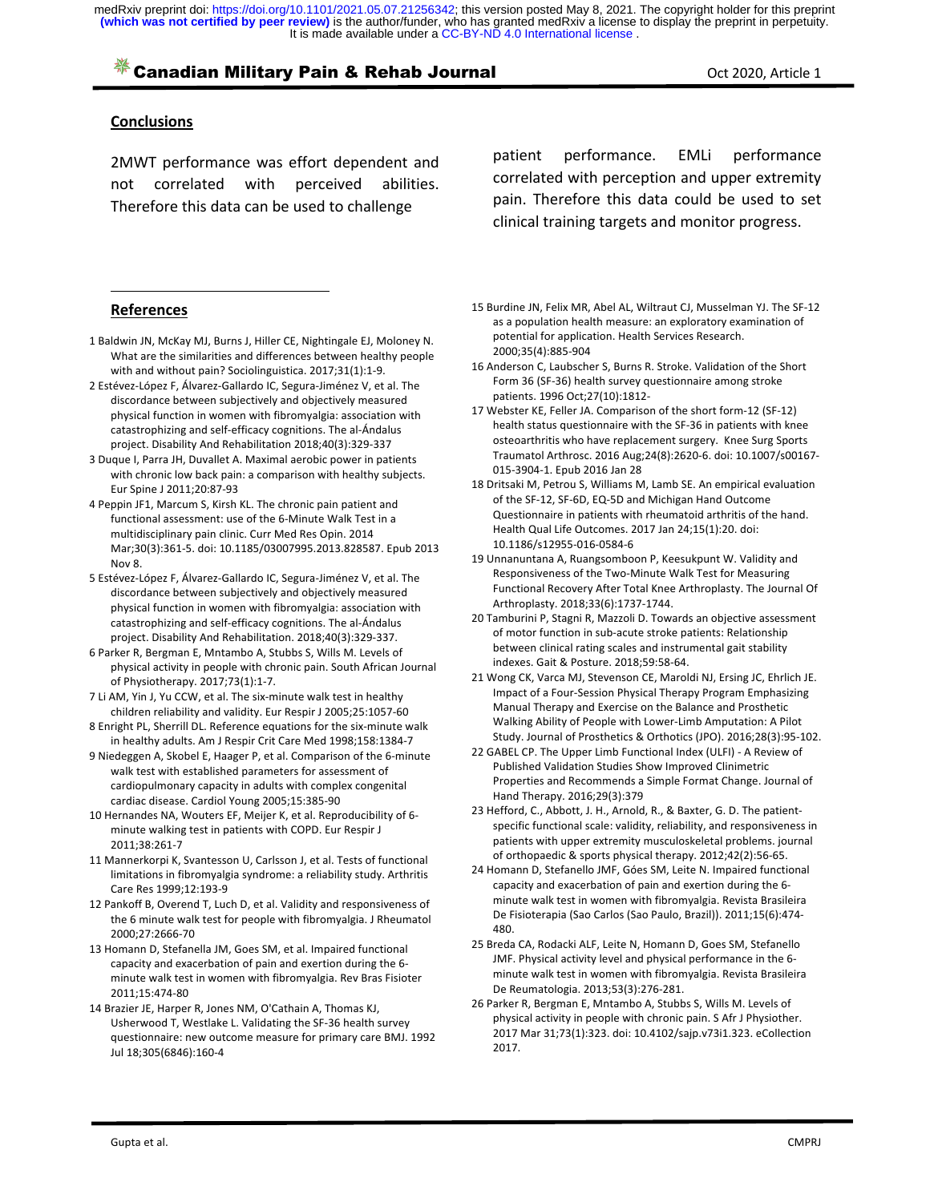## Conclusions

2MWT performance was effort dependent and not correlated with perceived abilities. Therefore this data can be used to challenge patient performance. EMLi performance correlated with perception and upper extremity pain. Therefore this data could be used to set clinical training targets and monitor progress.

## References

1 Baldwin JN, McKay MJ, Burns J, Hiller CE, Nightingale EJ, Moloney N. What are the similarities and differences between healthy people with and without pain? Sociolinguistica. 2017;31(1):1-9.

2 Estévez-López F, Álvarez-Gallardo IC, Segura-Jiménez V, et al. The discordance between subjectively and objectively measured physical function in women with fibromyalgia: association with catastrophizing and self-efficacy cognitions. The al-Ándalus project. Disability And Rehabilitation 2018;40(3):329-337

3 Duque I, Parra JH, Duvallet A. Maximal aerobic power in patients with chronic low back pain: a comparison with healthy subjects. Eur Spine J 2011;20:87-93

4 Peppin JF1, Marcum S, Kirsh KL. The chronic pain patient and functional assessment: use of the 6-Minute Walk Test in a multidisciplinary pain clinic. Curr Med Res Opin. 2014 Mar;30(3):361-5. doi: 10.1185/03007995.2013.828587. Epub 2013 Nov 8.

5 Estévez-López F, Álvarez-Gallardo IC, Segura-Jiménez V, et al. The discordance between subjectively and objectively measured physical function in women with fibromyalgia: association with catastrophizing and self-efficacy cognitions. The al-Ándalus project. Disability And Rehabilitation. 2018;40(3):329-337.

6 Parker R, Bergman A, Mntambo A, Stubbs S, Wills M. Levels of physical activity in people with chronic pain. South African Journal of Physiotherapy. 2017;73(1):1-7.

7 Li AM, Yin J, Yu CCW, et al. The six-minute walk test in healthy children reliability and validity. Eur Respir J 2005;25:1057-60

8 Enright PL, Sherrill DL. Reference equations for the six-minute walk in healthy adults. Am J Respir Crit Care Med 1998;158:1384-7

9 Niedeggen A, Skobel E, Haager P, et al. Comparison of the 6-minute walk test with established parameters for assessment of cardiopulmonary capacity in adults with complex congenital cardiac disease. Cardiol Young 2005;15:385-90

10 Hernandes NA, Wouters EF, Meijer K, et al. Reproducibility of 6-minute walking test in patients with COPD. Eur Respir J 2011;38:261-7

11 Mannerkorpi K, Svantesson U, Carlsson J, et al. Tests of functional limitations in fibromyalgia syndrome: a reliability study. Arthritis Care Res 1999;12:193-9

12 Pankoff B, Overend T, Luch D, et al. Validity and responsiveness of the 6 minute walk test for people with fibromyalgia. J Rheumatol 2000;27:2666-70

13 Homann D, Stefanella JM, Goes SM, et al. Impaired functional capacity and exacerbation of pain and exertion during the 6-minute walk test in women with fibromyalgia. Rev Bras Fisioter 2011;15:474-80

14 Brazier JE, Harper R, Jones NM, O'Cathain A, Thomas KJ, Usherwood T, Westlake L. Validating the SF-36 health survey questionnaire: new outcome measure for primary care BMJ. 1992 Jul 18;305(6846):160-4

15 Burdine JN, Felix MR, Abel AL, Wiltraut CJ, Musselman YJ. The SF-12 as a population health measure: an exploratory examination of potential for application. Health Services Research. 2000;35(4):885-904

16 Anderson C, Laubscher S, Burns R. Stroke. Validation of the Short Form 36 (SF-36) health survey questionnaire among stroke patients. 1996 Oct;27(10):1812-

17 Webster KE, Feller JA. Comparison of the short form-12 (SF-12) health status questionnaire with the SF-36 in patients with knee osteoarthritis who have replacement surgery. Knee Surg Sports Traumatol Arthrosc. 2016 Aug;24(8):2620-6. doi: 10.1007/s00167-015-3904-1. Epub 2016 Jan 28

18 Dritsaki M, Petrou S, Williams M, Lamb SE. An empirical evaluation of the SF-12, SF-6D, EQ-5D and Michigan Hand Outcome Questionnaire in patients with rheumatoid arthritis of the hand. Health Qual Life Outcomes. 2017 Jan 24;15(1):20. doi: 10.1186/s12955-016-0584-6

19 Unnanuntana A, Ruangsomboon P, Keesukpunt W. Validity and Responsiveness of the Two-Minute Walk Test for Measuring Functional Recovery After Total Knee Arthroplasty. The Journal Of Arthroplasty. 2018;33(6):1737-1744.

20 Tamburini P, Stagni R, Mazzoli D. Towards an objective assessment of motor function in sub-acute stroke patients: Relationship between clinical rating scales and instrumental gait stability indexes. Gait & Posture. 2018;59:58-64.

21 Wong CK, Varca MJ, Stevenson CE, Maroldi NJ, Ersing JC, Ehrlich JE. Impact of a Four-Session Physical Therapy Program Emphasizing Manual Therapy and Exercise on the Balance and Prosthetic Walking Ability of People with Lower-Limb Amputation: A Pilot Study. Journal of Prosthetics & Orthotics (JPO). 2016;28(3):95-102.

22 GABEL CP. The Upper Limb Functional Index (ULFI) - A Review of Published Validation Studies Show Improved Clinimetric Properties and Recommends a Simple Format Change. Journal of Hand Therapy. 2016;29(3):379

23 Hefford, C., Abbott, J. H., Arnold, R., & Baxter, G. D. The patient-specific functional scale: validity, reliability, and responsiveness in patients with upper extremity musculoskeletal problems. journal of orthopaedic & sports physical therapy. 2012;42(2):56-65.

24 Homann D, Stefanello JMF, Góes SM, Leite N. Impaired functional capacity and exacerbation of pain and exertion during the 6-minute walk test in women with fibromyalgia. Revista Brasileira De Fisioterapia (Sao Carlos (Sao Paulo, Brazil)). 2011;15(6):474-480.

25 Breda CA, Rodacki ALF, Leite N, Homann D, Goes SM, Stefanello JMF. Physical activity level and physical performance in the 6-minute walk test in women with fibromyalgia. Revista Brasileira De Reumatologia. 2013;53(3):276-281.

26 Parker R, Bergman E, Mntambo A, Stubbs S, Wills M. Levels of physical activity in people with chronic pain. S Afr J Physiother. 2017 Mar 31;73(1):323. doi: 10.4102/sajp.v73i1.323. eCollection 2017.